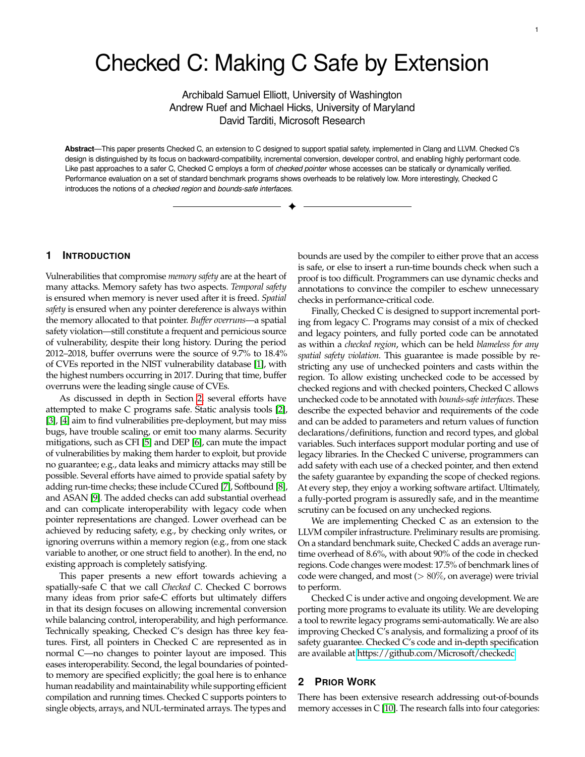# Checked C: Making C Safe by Extension

Archibald Samuel Elliott, University of Washington
Andrew Ruef and Michael Hicks, University of Maryland
David Tarditi, Microsoft Research

**Abstract**—This paper presents Checked C, an extension to C designed to support spatial safety, implemented in Clang and LLVM. Checked C's design is distinguished by its focus on backward-compatibility, incremental conversion, developer control, and enabling highly performant code. Like past approaches to a safer C, Checked C employs a form of *checked pointer* whose accesses can be statically or dynamically verified. Performance evaluation on a set of standard benchmark programs shows overheads to be relatively low. More interestingly, Checked C introduces the notions of a *checked region* and *bounds-safe interfaces*.

## 1 Introduction

Vulnerabilities that compromise *memory safety* are at the heart of many attacks. Memory safety has two aspects. *Temporal safety* is ensured when memory is never used after it is freed. *Spatial safety* is ensured when any pointer dereference is always within the memory allocated to that pointer. *Buffer overruns*—a spatial safety violation—still constitute a frequent and pernicious source of vulnerability, despite their long history. During the period 2012–2018, buffer overruns were the source of 9.7% to 18.4% of CVEs reported in the NIST vulnerability database [1], with the highest numbers occurring in 2017. During that time, buffer overruns were the leading single cause of CVEs.

As discussed in depth in Section 2, several efforts have attempted to make C programs safe. Static analysis tools [2], [3], [4] aim to find vulnerabilities pre-deployment, but may miss bugs, have trouble scaling, or emit too many alarms. Security mitigations, such as CFI [5] and DEP [6], can mute the impact of vulnerabilities by making them harder to exploit, but provide no guarantee; e.g., data leaks and mimicry attacks may still be possible. Several efforts have aimed to provide spatial safety by adding run-time checks; these include CCured [7], Softbound [8], and ASAN [9]. The added checks can add substantial overhead and can complicate interoperability with legacy code when pointer representations are changed. Lower overhead can be achieved by reducing safety, e.g., by checking only writes, or ignoring overruns within a memory region (e.g., from one stack variable to another, or one struct field to another). In the end, no existing approach is completely satisfying.

This paper presents a new effort towards achieving a spatially-safe C that we call *Checked C*. Checked C borrows many ideas from prior safe-C efforts but ultimately differs in that its design focuses on allowing incremental conversion while balancing control, interoperability, and high performance. Technically speaking, Checked C's design has three key features. First, all pointers in Checked C are represented as in normal C—no changes to pointer layout are imposed. This eases interoperability. Second, the legal boundaries of pointed-to memory are specified explicitly; the goal here is to enhance human readability and maintainability while supporting efficient compilation and running times. Checked C supports pointers to single objects, arrays, and NUL-terminated arrays. The types and bounds are used by the compiler to either prove that an access is safe, or else to insert a run-time bounds check when such a proof is too difficult. Programmers can use dynamic checks and annotations to convince the compiler to eschew unnecessary checks in performance-critical code.

Finally, Checked C is designed to support incremental porting from legacy C. Programs may consist of a mix of checked and legacy pointers, and fully ported code can be annotated as within a *checked region*, which can be held *blameless for any spatial safety violation.* This guarantee is made possible by restricting any use of unchecked pointers and casts within the region. To allow existing unchecked code to be accessed by checked regions and with checked pointers, Checked C allows unchecked code to be annotated with *bounds-safe interfaces*. These describe the expected behavior and requirements of the code and can be added to parameters and return values of function declarations/definitions, function and record types, and global variables. Such interfaces support modular porting and use of legacy libraries. In the Checked C universe, programmers can add safety with each use of a checked pointer, and then extend the safety guarantee by expanding the scope of checked regions. At every step, they enjoy a working software artifact. Ultimately, a fully-ported program is assuredly safe, and in the meantime scrutiny can be focused on any unchecked regions.

We are implementing Checked C as an extension to the LLVM compiler infrastructure. Preliminary results are promising. On a standard benchmark suite, Checked C adds an average run-time overhead of 8.6%, with about 90% of the code in checked regions. Code changes were modest: 17.5% of benchmark lines of code were changed, and most ($> 80\%$, on average) were trivial to perform.

Checked C is under active and ongoing development. We are porting more programs to evaluate its utility. We are developing a tool to rewrite legacy programs semi-automatically. We are also improving Checked C's analysis, and formalizing a proof of its safety guarantee. Checked C's code and in-depth specification are available at https://github.com/Microsoft/checkedc.

## 2 Prior Work

There has been extensive research addressing out-of-bounds memory accesses in C [10]. The research falls into four categories: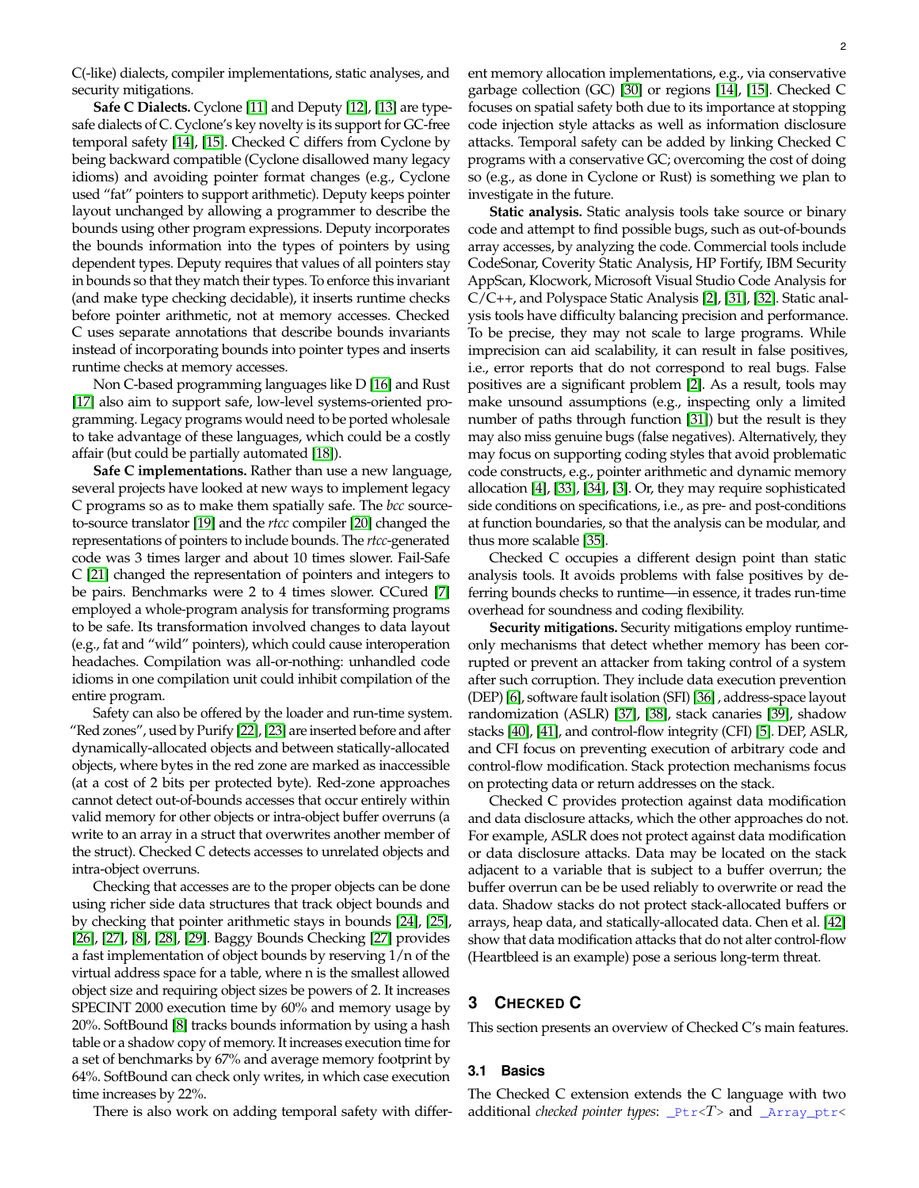C(-like) dialects, compiler implementations, static analyses, and security mitigations.

**Safe C Dialects.** Cyclone [11] and Deputy [12], [13] are type-safe dialects of C. Cyclone's key novelty is its support for GC-free temporal safety [14], [15]. Checked C differs from Cyclone by being backward compatible (Cyclone disallowed many legacy idioms) and avoiding pointer format changes (e.g., Cyclone used "fat" pointers to support arithmetic). Deputy keeps pointer layout unchanged by allowing a programmer to describe the bounds using other program expressions. Deputy incorporates the bounds information into the types of pointers by using dependent types. Deputy requires that values of all pointers stay in bounds so that they match their types. To enforce this invariant (and make type checking decidable), it inserts runtime checks before pointer arithmetic, not at memory accesses. Checked C uses separate annotations that describe bounds invariants instead of incorporating bounds into pointer types and inserts runtime checks at memory accesses.

Non C-based programming languages like D [16] and Rust [17] also aim to support safe, low-level systems-oriented programming. Legacy programs would need to be ported wholesale to take advantage of these languages, which could be a costly affair (but could be partially automated [18]).

**Safe C implementations.** Rather than use a new language, several projects have looked at new ways to implement legacy C programs so as to make them spatially safe. The *bcc* source-to-source translator [19] and the *rtcc* compiler [20] changed the representations of pointers to include bounds. The *rtcc*-generated code was 3 times larger and about 10 times slower. Fail-Safe C [21] changed the representation of pointers and integers to be pairs. Benchmarks were 2 to 4 times slower. CCured [7] employed a whole-program analysis for transforming programs to be safe. Its transformation involved changes to data layout (e.g., fat and "wild" pointers), which could cause interoperation headaches. Compilation was all-or-nothing: unhandled code idioms in one compilation unit could inhibit compilation of the entire program.

Safety can also be offered by the loader and run-time system. "Red zones", used by Purify [22], [23] are inserted before and after dynamically-allocated objects and between statically-allocated objects, where bytes in the red zone are marked as inaccessible (at a cost of 2 bits per protected byte). Red-zone approaches cannot detect out-of-bounds accesses that occur entirely within valid memory for other objects or intra-object buffer overruns (a write to an array in a struct that overwrites another member of the struct). Checked C detects accesses to unrelated objects and intra-object overruns.

Checking that accesses are to the proper objects can be done using richer side data structures that track object bounds and by checking that pointer arithmetic stays in bounds [24], [25], [26], [27], [8], [28], [29]. Baggy Bounds Checking [27] provides a fast implementation of object bounds by reserving $1/n$ of the virtual address space for a table, where n is the smallest allowed object size and requiring object sizes be powers of 2. It increases SPECINT 2000 execution time by 60% and memory usage by 20%. SoftBound [8] tracks bounds information by using a hash table or a shadow copy of memory. It increases execution time for a set of benchmarks by 67% and average memory footprint by 64%. SoftBound can check only writes, in which case execution time increases by 22%.

There is also work on adding temporal safety with different memory allocation implementations, e.g., via conservative garbage collection (GC) [30] or regions [14], [15]. Checked C focuses on spatial safety both due to its importance at stopping code injection style attacks as well as information disclosure attacks. Temporal safety can be added by linking Checked C programs with a conservative GC; overcoming the cost of doing so (e.g., as done in Cyclone or Rust) is something we plan to investigate in the future.

**Static analysis.** Static analysis tools take source or binary code and attempt to find possible bugs, such as out-of-bounds array accesses, by analyzing the code. Commercial tools include CodeSonar, Coverity Static Analysis, HP Fortify, IBM Security AppScan, Klocwork, Microsoft Visual Studio Code Analysis for C/C++, and Polyspace Static Analysis [2], [31], [32]. Static analysis tools have difficulty balancing precision and performance. To be precise, they may not scale to large programs. While imprecision can aid scalability, it can result in false positives, i.e., error reports that do not correspond to real bugs. False positives are a significant problem [2]. As a result, tools may make unsound assumptions (e.g., inspecting only a limited number of paths through function [31]) but the result is they may also miss genuine bugs (false negatives). Alternatively, they may focus on supporting coding styles that avoid problematic code constructs, e.g., pointer arithmetic and dynamic memory allocation [4], [33], [34], [3]. Or, they may require sophisticated side conditions on specifications, i.e., as pre- and post-conditions at function boundaries, so that the analysis can be modular, and thus more scalable [35].

Checked C occupies a different design point than static analysis tools. It avoids problems with false positives by deferring bounds checks to runtime—in essence, it trades run-time overhead for soundness and coding flexibility.

**Security mitigations.** Security mitigations employ runtime-only mechanisms that detect whether memory has been corrupted or prevent an attacker from taking control of a system after such corruption. They include data execution prevention (DEP) [6], software fault isolation (SFI) [36] , address-space layout randomization (ASLR) [37], [38], stack canaries [39], shadow stacks [40], [41], and control-flow integrity (CFI) [5]. DEP, ASLR, and CFI focus on preventing execution of arbitrary code and control-flow modification. Stack protection mechanisms focus on protecting data or return addresses on the stack.

Checked C provides protection against data modification and data disclosure attacks, which the other approaches do not. For example, ASLR does not protect against data modification or data disclosure attacks. Data may be located on the stack adjacent to a variable that is subject to a buffer overrun; the buffer overrun can be be used reliably to overwrite or read the data. Shadow stacks do not protect stack-allocated buffers or arrays, heap data, and statically-allocated data. Chen et al. [42] show that data modification attacks that do not alter control-flow (Heartbleed is an example) pose a serious long-term threat.

## 3 Checked C

This section presents an overview of Checked C's main features.

### 3.1 Basics

The Checked C extension extends the C language with two additional *checked pointer types*: `_Ptr<`*T*`>` and `_Array_ptr<`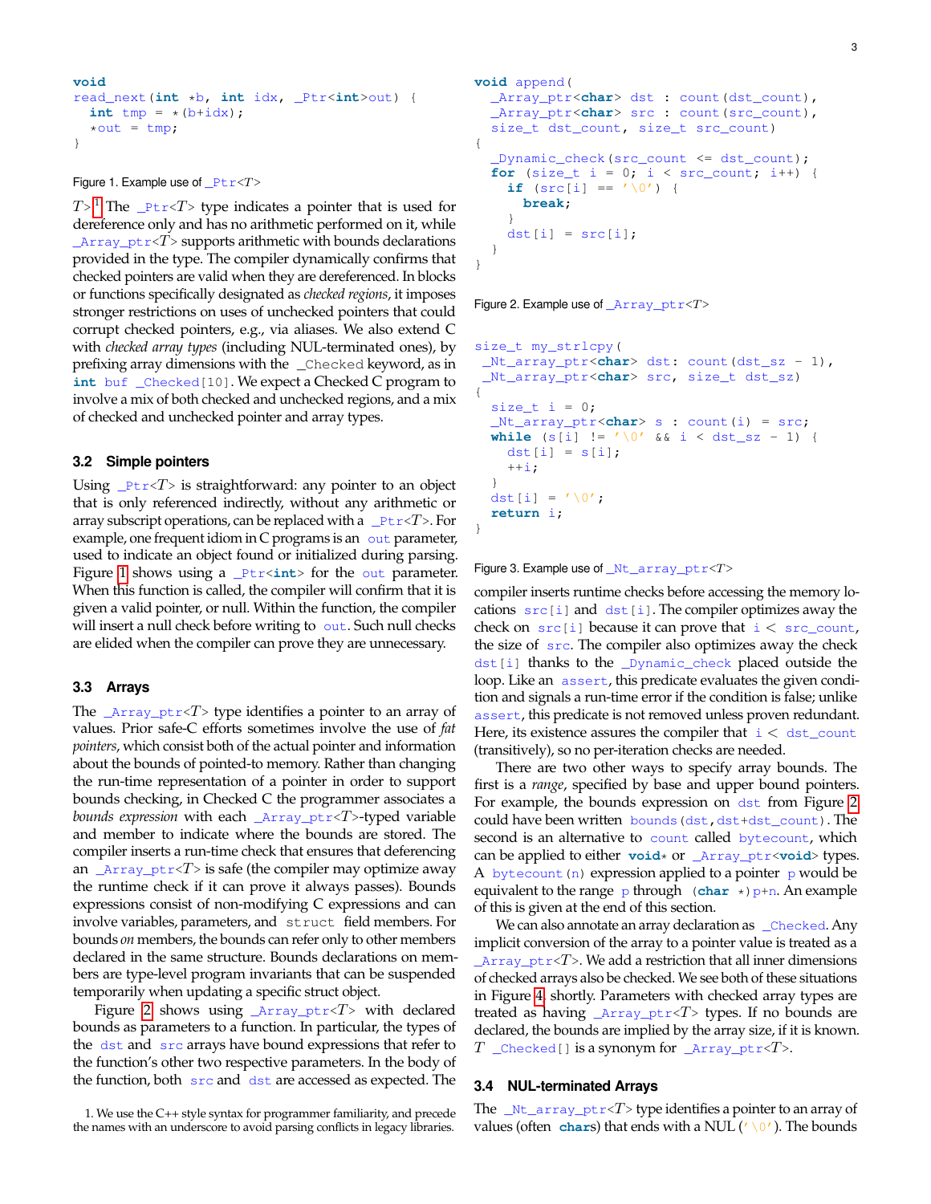```
void
read_next(int *b, int idx, _Ptr<int>out) {
  int tmp = *(b+idx);
  *out = tmp;
}
```

Figure 1. Example use of `_Ptr<T>`

T>[1] The `_Ptr<T>` type indicates a pointer that is used for dereference only and has no arithmetic performed on it, while `_Array_ptr<T>` supports arithmetic with bounds declarations provided in the type. The compiler dynamically confirms that checked pointers are valid when they are dereferenced. In blocks or functions specifically designated as *checked regions*, it imposes stronger restrictions on uses of unchecked pointers that could corrupt checked pointers, e.g., via aliases. We also extend C with *checked array types* (including NUL-terminated ones), by prefixing array dimensions with the `_Checked` keyword, as in `int buf _Checked[10]`. We expect a Checked C program to involve a mix of both checked and unchecked regions, and a mix of checked and unchecked pointer and array types.

### 3.2 Simple pointers

Using `_Ptr<T>` is straightforward: any pointer to an object that is only referenced indirectly, without any arithmetic or array subscript operations, can be replaced with a `_Ptr<T>`. For example, one frequent idiom in C programs is an `out` parameter, used to indicate an object found or initialized during parsing. Figure 1 shows using a `_Ptr<int>` for the `out` parameter. When this function is called, the compiler will confirm that it is given a valid pointer, or null. Within the function, the compiler will insert a null check before writing to `out`. Such null checks are elided when the compiler can prove they are unnecessary.

### 3.3 Arrays

The `_Array_ptr<T>` type identifies a pointer to an array of values. Prior safe-C efforts sometimes involve the use of *fat pointers*, which consist both of the actual pointer and information about the bounds of pointed-to memory. Rather than changing the run-time representation of a pointer in order to support bounds checking, in Checked C the programmer associates a *bounds expression* with each `_Array_ptr<T>`-typed variable and member to indicate where the bounds are stored. The compiler inserts a run-time check that ensures that deferencing an `_Array_ptr<T>` is safe (the compiler may optimize away the runtime check if it can prove it always passes). Bounds expressions consist of non-modifying C expressions and can involve variables, parameters, and `struct` field members. For bounds *on* members, the bounds can refer only to other members declared in the same structure. Bounds declarations on members are type-level program invariants that can be suspended temporarily when updating a specific struct object.

Figure 2 shows using `_Array_ptr<T>` with declared bounds as parameters to a function. In particular, the types of the `dst` and `src` arrays have bound expressions that refer to the function's other two respective parameters. In the body of the function, both `src` and `dst` are accessed as expected. The compiler inserts runtime checks before accessing the memory locations `src[i]` and `dst[i]`. The compiler optimizes away the check on `src[i]` because it can prove that `i < src_count`, the size of `src`. The compiler also optimizes away the check `dst[i]` thanks to the `_Dynamic_check` placed outside the loop. Like an `assert`, this predicate evaluates the given condition and signals a run-time error if the condition is false; unlike `assert`, this predicate is not removed unless proven redundant. Here, its existence assures the compiler that `i < dst_count` (transitively), so no per-iteration checks are needed.

```
void append(
  _Array_ptr<char> dst : count(dst_count),
  _Array_ptr<char> src : count(src_count),
  size_t dst_count, size_t src_count)
{
  _Dynamic_check(src_count <= dst_count);
  for (size_t i = 0; i < src_count; i++) {
    if (src[i] == '\0') {
      break;
    }
    dst[i] = src[i];
  }
}
```

Figure 2. Example use of `_Array_ptr<T>`

```
size_t my_strlcpy(
 _Nt_array_ptr<char> dst: count(dst_sz - 1),
 _Nt_array_ptr<char> src, size_t dst_sz)
{
  size_t i = 0;
  _Nt_array_ptr<char> s : count(i) = src;
  while (s[i] != '\0' && i < dst_sz - 1) {
    dst[i] = s[i];
    ++i;
  }
  dst[i] = '\0';
  return i;
}
```

Figure 3. Example use of `_Nt_array_ptr<T>`

There are two other ways to specify array bounds. The first is a *range*, specified by base and upper bound pointers. For example, the bounds expression on `dst` from Figure 2 could have been written `bounds(dst,dst+dst_count)`. The second is an alternative to `count` called `bytecount`, which can be applied to either `void*` or `_Array_ptr<void>` types. A `bytecount(n)` expression applied to a pointer `p` would be equivalent to the range `p` through `(char *)p+n`. An example of this is given at the end of this section.

We can also annotate an array declaration as `_Checked`. Any implicit conversion of the array to a pointer value is treated as a `_Array_ptr<T>`. We add a restriction that all inner dimensions of checked arrays also be checked. We see both of these situations in Figure 4 shortly. Parameters with checked array types are treated as having `_Array_ptr<T>` types. If no bounds are declared, the bounds are implied by the array size, if it is known. `T _Checked[]` is a synonym for `_Array_ptr<T>`.

### 3.4 NUL-terminated Arrays

The `_Nt_array_ptr<T>` type identifies a pointer to an array of values (often `char`s) that ends with a NUL (`'\0'`). The bounds

1. We use the C++ style syntax for programmer familiarity, and precede the names with an underscore to avoid parsing conflicts in legacy libraries.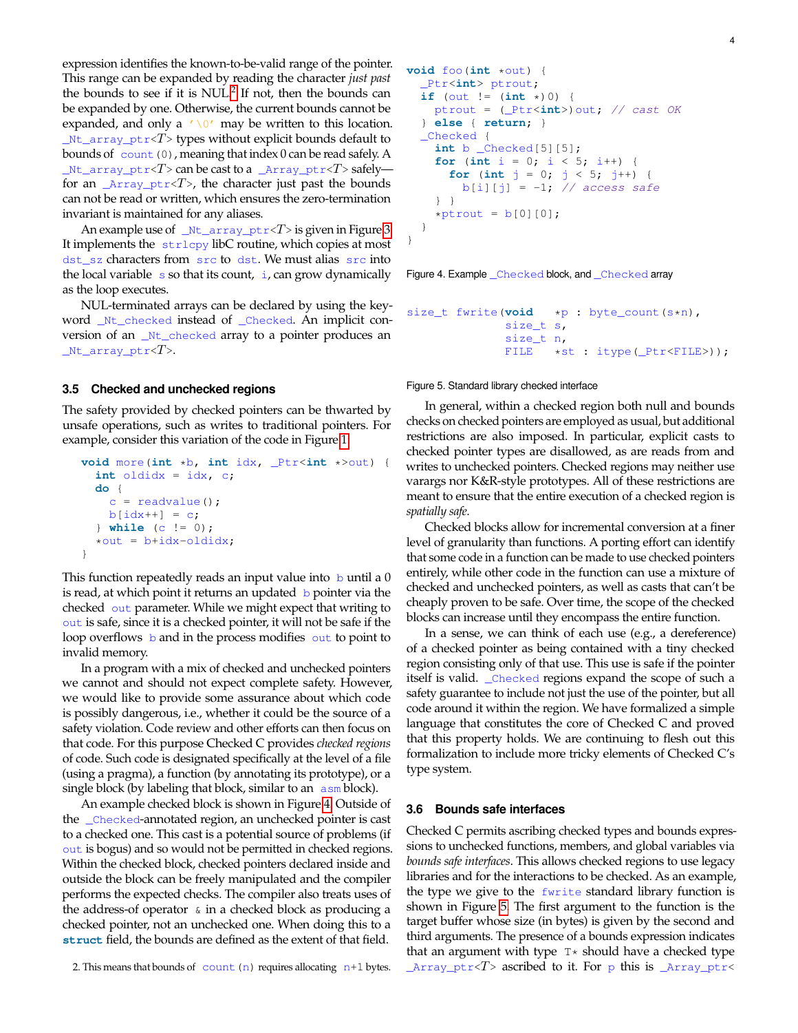expression identifies the known-to-be-valid range of the pointer. This range can be expanded by reading the character *just past* the bounds to see if it is NUL.[2] If not, then the bounds can be expanded by one. Otherwise, the current bounds cannot be expanded, and only a `'\0'` may be written to this location. `_Nt_array_ptr`<$T$> types without explicit bounds default to bounds of `count(0)`, meaning that index 0 can be read safely. A `_Nt_array_ptr`<$T$> can be cast to a `_Array_ptr`<$T$> safely—for an `_Array_ptr`<$T$>, the character just past the bounds can not be read or written, which ensures the zero-termination invariant is maintained for any aliases.

An example use of `_Nt_array_ptr`<$T$> is given in Figure 3. It implements the `strlcpy` libC routine, which copies at most `dst_sz` characters from `src` to `dst`. We must alias `src` into the local variable `s` so that its count, `i`, can grow dynamically as the loop executes.

NUL-terminated arrays can be declared by using the keyword `_Nt_checked` instead of `_Checked`. An implicit conversion of an `_Nt_checked` array to a pointer produces an `_Nt_array_ptr`<$T$>.

### 3.5 Checked and unchecked regions

The safety provided by checked pointers can be thwarted by unsafe operations, such as writes to traditional pointers. For example, consider this variation of the code in Figure 1:

```
void more(int *b, int idx, _Ptr<int *>out) {
  int oldidx = idx, c;
  do {
    c = readvalue();
    b[idx++] = c;
  } while (c != 0);
  *out = b+idx-oldidx;
}
```

This function repeatedly reads an input value into `b` until a 0 is read, at which point it returns an updated `b` pointer via the checked `out` parameter. While we might expect that writing to `out` is safe, since it is a checked pointer, it will not be safe if the loop overflows `b` and in the process modifies `out` to point to invalid memory.

In a program with a mix of checked and unchecked pointers we cannot and should not expect complete safety. However, we would like to provide some assurance about which code is possibly dangerous, i.e., whether it could be the source of a safety violation. Code review and other efforts can then focus on that code. For this purpose Checked C provides *checked regions* of code. Such code is designated specifically at the level of a file (using a pragma), a function (by annotating its prototype), or a single block (by labeling that block, similar to an `asm` block).

An example checked block is shown in Figure 4. Outside of the `_Checked`-annotated region, an unchecked pointer is cast to a checked one. This cast is a potential source of problems (if `out` is bogus) and so would not be permitted in checked regions. Within the checked block, checked pointers declared inside and outside the block can be freely manipulated and the compiler performs the expected checks. The compiler also treats uses of the address-of operator `&` in a checked block as producing a checked pointer, not an unchecked one. When doing this to a **struct** field, the bounds are defined as the extent of that field.

2. This means that bounds of `count(n)` requires allocating `n+1` bytes.

```
void foo(int *out) {
  _Ptr<int> ptrout;
  if (out != (int *)0) {
    ptrout = (_Ptr<int>)out; // cast OK
  } else { return; }
  _Checked {
    int b _Checked[5][5];
    for (int i = 0; i < 5; i++) {
      for (int j = 0; j < 5; j++) {
        b[i][j] = -1; // access safe
    } }
    *ptrout = b[0][0];
  }
}
```

Figure 4. Example `_Checked` block, and `_Checked` array

```
size_t fwrite(void   *p : byte_count(s*n),
              size_t s,
              size_t n,
              FILE   *st : itype(_Ptr<FILE>));
```

Figure 5. Standard library checked interface

In general, within a checked region both null and bounds checks on checked pointers are employed as usual, but additional restrictions are also imposed. In particular, explicit casts to checked pointer types are disallowed, as are reads from and writes to unchecked pointers. Checked regions may neither use varargs nor K&R-style prototypes. All of these restrictions are meant to ensure that the entire execution of a checked region is *spatially safe*.

Checked blocks allow for incremental conversion at a finer level of granularity than functions. A porting effort can identify that some code in a function can be made to use checked pointers entirely, while other code in the function can use a mixture of checked and unchecked pointers, as well as casts that can't be cheaply proven to be safe. Over time, the scope of the checked blocks can increase until they encompass the entire function.

In a sense, we can think of each use (e.g., a dereference) of a checked pointer as being contained with a tiny checked region consisting only of that use. This use is safe if the pointer itself is valid. `_Checked` regions expand the scope of such a safety guarantee to include not just the use of the pointer, but all code around it within the region. We have formalized a simple language that constitutes the core of Checked C and proved that this property holds. We are continuing to flesh out this formalization to include more tricky elements of Checked C's type system.

### 3.6 Bounds safe interfaces

Checked C permits ascribing checked types and bounds expressions to unchecked functions, members, and global variables via *bounds safe interfaces*. This allows checked regions to use legacy libraries and for the interactions to be checked. As an example, the type we give to the `fwrite` standard library function is shown in Figure 5. The first argument to the function is the target buffer whose size (in bytes) is given by the second and third arguments. The presence of a bounds expression indicates that an argument with type `T*` should have a checked type `_Array_ptr`<$T$> ascribed to it. For `p` this is `_Array_ptr<`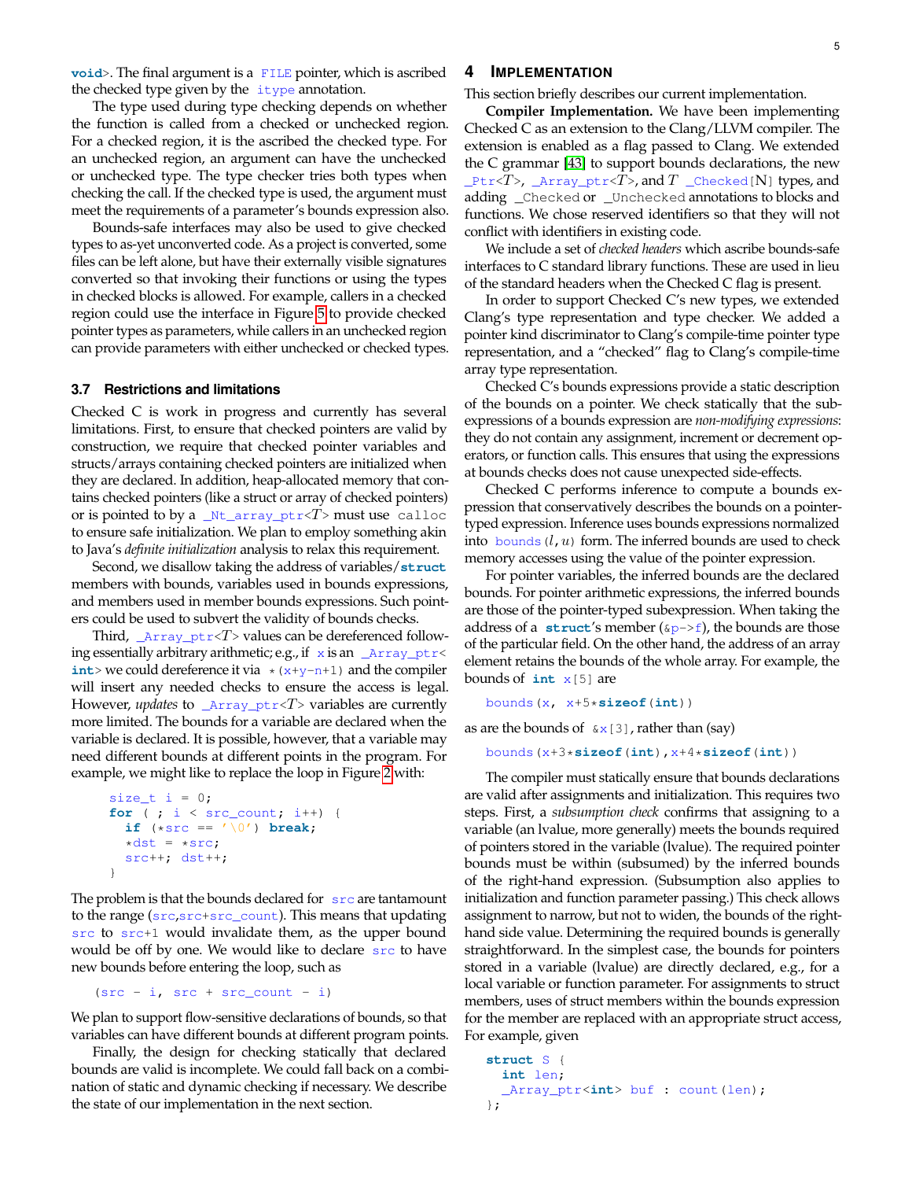void>. The final argument is a FILE pointer, which is ascribed the checked type given by the itype annotation.

The type used during type checking depends on whether the function is called from a checked or unchecked region. For a checked region, it is the ascribed the checked type. For an unchecked region, an argument can have the unchecked or unchecked type. The type checker tries both types when checking the call. If the checked type is used, the argument must meet the requirements of a parameter's bounds expression also.

Bounds-safe interfaces may also be used to give checked types to as-yet unconverted code. As a project is converted, some files can be left alone, but have their externally visible signatures converted so that invoking their functions or using the types in checked blocks is allowed. For example, callers in a checked region could use the interface in Figure 5 to provide checked pointer types as parameters, while callers in an unchecked region can provide parameters with either unchecked or checked types.

### 3.7 Restrictions and limitations

Checked C is work in progress and currently has several limitations. First, to ensure that checked pointers are valid by construction, we require that checked pointer variables and structs/arrays containing checked pointers are initialized when they are declared. In addition, heap-allocated memory that contains checked pointers (like a struct or array of checked pointers) or is pointed to by a `_Nt_array_ptr<T>` must use `calloc` to ensure safe initialization. We plan to employ something akin to Java's *definite initialization* analysis to relax this requirement.

Second, we disallow taking the address of variables/**struct** members with bounds, variables used in bounds expressions, and members used in member bounds expressions. Such pointers could be used to subvert the validity of bounds checks.

Third, `_Array_ptr<T>` values can be dereferenced following essentially arbitrary arithmetic; e.g., if `x` is an `_Array_ptr<int>` we could dereference it via `*(x+y-n+1)` and the compiler will insert any needed checks to ensure the access is legal. However, *updates* to `_Array_ptr<T>` variables are currently more limited. The bounds for a variable are declared when the variable is declared. It is possible, however, that a variable may need different bounds at different points in the program. For example, we might like to replace the loop in Figure 2 with:

```
size_t i = 0;
for ( ; i < src_count; i++) {
  if (*src == '\0') break;
  *dst = *src;
  src++; dst++;
}
```

The problem is that the bounds declared for `src` are tantamount to the range (`src`,`src+src_count`). This means that updating `src` to `src+1` would invalidate them, as the upper bound would be off by one. We would like to declare `src` to have new bounds before entering the loop, such as

```
(src - i, src + src_count - i)
```

We plan to support flow-sensitive declarations of bounds, so that variables can have different bounds at different program points.

Finally, the design for checking statically that declared bounds are valid is incomplete. We could fall back on a combination of static and dynamic checking if necessary. We describe the state of our implementation in the next section.

## 4 Implementation

This section briefly describes our current implementation.

**Compiler Implementation.** We have been implementing Checked C as an extension to the Clang/LLVM compiler. The extension is enabled as a flag passed to Clang. We extended the C grammar [43] to support bounds declarations, the new `_Ptr<T>`, `_Array_ptr<T>`, and `T _Checked[N]` types, and adding `_Checked` or `_Unchecked` annotations to blocks and functions. We chose reserved identifiers so that they will not conflict with identifiers in existing code.

We include a set of *checked headers* which ascribe bounds-safe interfaces to C standard library functions. These are used in lieu of the standard headers when the Checked C flag is present.

In order to support Checked C's new types, we extended Clang's type representation and type checker. We added a pointer kind discriminator to Clang's compile-time pointer type representation, and a "checked" flag to Clang's compile-time array type representation.

Checked C's bounds expressions provide a static description of the bounds on a pointer. We check statically that the subexpressions of a bounds expression are *non-modifying expressions*: they do not contain any assignment, increment or decrement operators, or function calls. This ensures that using the expressions at bounds checks does not cause unexpected side-effects.

Checked C performs inference to compute a bounds expression that conservatively describes the bounds on a pointer-typed expression. Inference uses bounds expressions normalized into `bounds(l,u)` form. The inferred bounds are used to check memory accesses using the value of the pointer expression.

For pointer variables, the inferred bounds are the declared bounds. For pointer arithmetic expressions, the inferred bounds are those of the pointer-typed subexpression. When taking the address of a **struct**'s member (`&p->f`), the bounds are those of the particular field. On the other hand, the address of an array element retains the bounds of the whole array. For example, the bounds of `int x[5]` are

```
bounds(x, x+5*sizeof(int))
```

as are the bounds of `&x[3]`, rather than (say)

```
bounds(x+3*sizeof(int),x+4*sizeof(int))
```

The compiler must statically ensure that bounds declarations are valid after assignments and initialization. This requires two steps. First, a *subsumption check* confirms that assigning to a variable (an lvalue, more generally) meets the bounds required of pointers stored in the variable (lvalue). The required pointer bounds must be within (subsumed) by the inferred bounds of the right-hand expression. (Subsumption also applies to initialization and function parameter passing.) This check allows assignment to narrow, but not to widen, the bounds of the right-hand side value. Determining the required bounds is generally straightforward. In the simplest case, the bounds for pointers stored in a variable (lvalue) are directly declared, e.g., for a local variable or function parameter. For assignments to struct members, uses of struct members within the bounds expression for the member are replaced with an appropriate struct access, For example, given

```
struct S {
  int len;
  _Array_ptr<int> buf : count(len);
};
```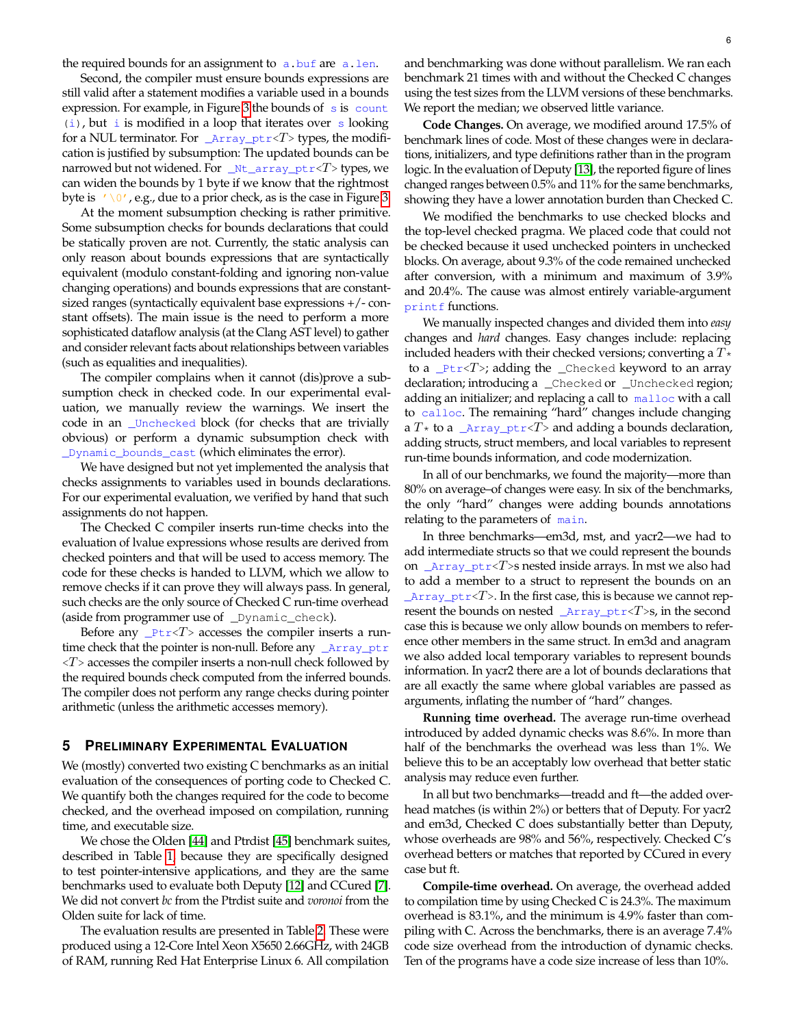the required bounds for an assignment to `a.buf` are `a.len`.

Second, the compiler must ensure bounds expressions are still valid after a statement modifies a variable used in a bounds expression. For example, in Figure 3 the bounds of `s` is `count (i)`, but `i` is modified in a loop that iterates over `s` looking for a NUL terminator. For `_Array_ptr`$<T>$ types, the modification is justified by subsumption: The updated bounds can be narrowed but not widened. For `_Nt_array_ptr`$<T>$ types, we can widen the bounds by 1 byte if we know that the rightmost byte is `'\0'`, e.g., due to a prior check, as is the case in Figure 3.

At the moment subsumption checking is rather primitive. Some subsumption checks for bounds declarations that could be statically proven are not. Currently, the static analysis can only reason about bounds expressions that are syntactically equivalent (modulo constant-folding and ignoring non-value changing operations) and bounds expressions that are constant-sized ranges (syntactically equivalent base expressions +/- constant offsets). The main issue is the need to perform a more sophisticated dataflow analysis (at the Clang AST level) to gather and consider relevant facts about relationships between variables (such as equalities and inequalities).

The compiler complains when it cannot (dis)prove a subsumption check in checked code. In our experimental evaluation, we manually review the warnings. We insert the code in an `_Unchecked` block (for checks that are trivially obvious) or perform a dynamic subsumption check with `_Dynamic_bounds_cast` (which eliminates the error).

We have designed but not yet implemented the analysis that checks assignments to variables used in bounds declarations. For our experimental evaluation, we verified by hand that such assignments do not happen.

The Checked C compiler inserts run-time checks into the evaluation of lvalue expressions whose results are derived from checked pointers and that will be used to access memory. The code for these checks is handed to LLVM, which we allow to remove checks if it can prove they will always pass. In general, such checks are the only source of Checked C run-time overhead (aside from programmer use of `_Dynamic_check`).

Before any `_Ptr`$<T>$ accesses the compiler inserts a run-time check that the pointer is non-null. Before any `_Array_ptr` $<T>$ accesses the compiler inserts a non-null check followed by the required bounds check computed from the inferred bounds. The compiler does not perform any range checks during pointer arithmetic (unless the arithmetic accesses memory).

## 5 Preliminary Experimental Evaluation

We (mostly) converted two existing C benchmarks as an initial evaluation of the consequences of porting code to Checked C. We quantify both the changes required for the code to become checked, and the overhead imposed on compilation, running time, and executable size.

We chose the Olden [44] and Ptrdist [45] benchmark suites, described in Table 1, because they are specifically designed to test pointer-intensive applications, and they are the same benchmarks used to evaluate both Deputy [12] and CCured [7]. We did not convert *bc* from the Ptrdist suite and *voronoi* from the Olden suite for lack of time.

The evaluation results are presented in Table 2. These were produced using a 12-Core Intel Xeon X5650 2.66GHz, with 24GB of RAM, running Red Hat Enterprise Linux 6. All compilation and benchmarking was done without parallelism. We ran each benchmark 21 times with and without the Checked C changes using the test sizes from the LLVM versions of these benchmarks. We report the median; we observed little variance.

**Code Changes.** On average, we modified around 17.5% of benchmark lines of code. Most of these changes were in declarations, initializers, and type definitions rather than in the program logic. In the evaluation of Deputy [13], the reported figure of lines changed ranges between 0.5% and 11% for the same benchmarks, showing they have a lower annotation burden than Checked C.

We modified the benchmarks to use checked blocks and the top-level checked pragma. We placed code that could not be checked because it used unchecked pointers in unchecked blocks. On average, about 9.3% of the code remained unchecked after conversion, with a minimum and maximum of 3.9% and 20.4%. The cause was almost entirely variable-argument `printf` functions.

We manually inspected changes and divided them into *easy* changes and *hard* changes. Easy changes include: replacing included headers with their checked versions; converting a $T*$ to a `_Ptr`$<T>$; adding the `_Checked` keyword to an array declaration; introducing a `_Checked` or `_Unchecked` region; adding an initializer; and replacing a call to `malloc` with a call to `calloc`. The remaining "hard" changes include changing a $T*$ to a `_Array_ptr`$<T>$ and adding a bounds declaration, adding structs, struct members, and local variables to represent run-time bounds information, and code modernization.

In all of our benchmarks, we found the majority—more than 80% on average–of changes were easy. In six of the benchmarks, the only "hard" changes were adding bounds annotations relating to the parameters of `main`.

In three benchmarks—em3d, mst, and yacr2—we had to add intermediate structs so that we could represent the bounds on `_Array_ptr`$<T>$s nested inside arrays. In mst we also had to add a member to a struct to represent the bounds on an `_Array_ptr`$<T>$. In the first case, this is because we cannot represent the bounds on nested `_Array_ptr`$<T>$s, in the second case this is because we only allow bounds on members to reference other members in the same struct. In em3d and anagram we also added local temporary variables to represent bounds information. In yacr2 there are a lot of bounds declarations that are all exactly the same where global variables are passed as arguments, inflating the number of "hard" changes.

**Running time overhead.** The average run-time overhead introduced by added dynamic checks was 8.6%. In more than half of the benchmarks the overhead was less than 1%. We believe this to be an acceptably low overhead that better static analysis may reduce even further.

In all but two benchmarks—treadd and ft—the added overhead matches (is within 2%) or betters that of Deputy. For yacr2 and em3d, Checked C does substantially better than Deputy, whose overheads are 98% and 56%, respectively. Checked C's overhead betters or matches that reported by CCured in every case but ft.

**Compile-time overhead.** On average, the overhead added to compilation time by using Checked C is 24.3%. The maximum overhead is 83.1%, and the minimum is 4.9% faster than compiling with C. Across the benchmarks, there is an average 7.4% code size overhead from the introduction of dynamic checks. Ten of the programs have a code size increase of less than 10%.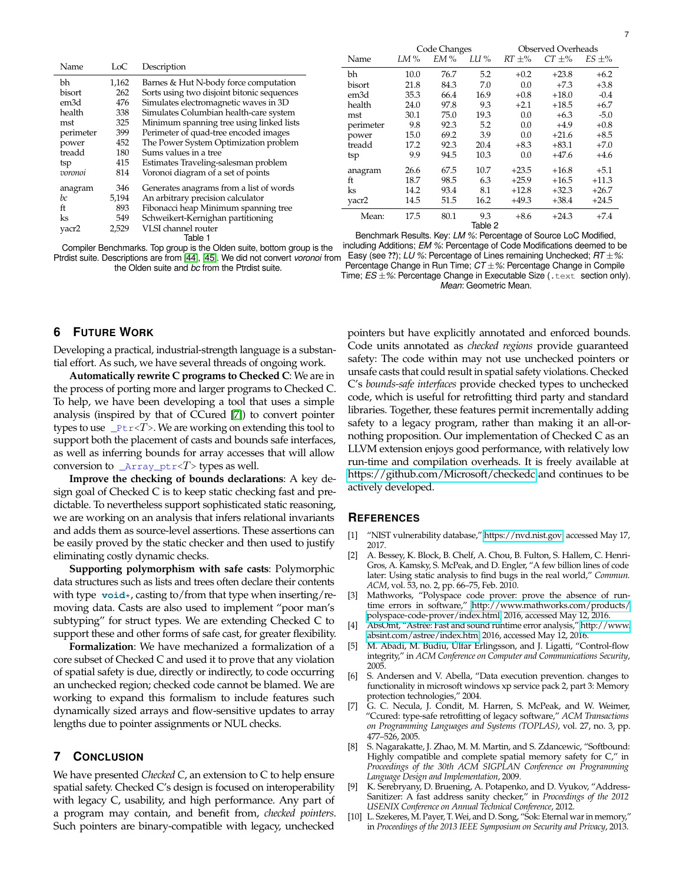| Name | LoC | Description |
| --- | --- | --- |
| bh | 1,162 | Barnes & Hut N-body force computation |
| bisort | 262 | Sorts using two disjoint bitonic sequences |
| em3d | 476 | Simulates electromagnetic waves in 3D |
| health | 338 | Simulates Columbian health-care system |
| mst | 325 | Minimum spanning tree using linked lists |
| perimeter | 399 | Perimeter of quad-tree encoded images |
| power | 452 | The Power System Optimization problem |
| treadd | 180 | Sums values in a tree |
| tsp | 415 | Estimates Traveling-salesman problem |
| *voronoi* | 814 | Voronoi diagram of a set of points |
| anagram | 346 | Generates anagrams from a list of words |
| *bc* | 5,194 | An arbitrary precision calculator |
| ft | 893 | Fibonacci heap Minimum spanning tree |
| ks | 549 | Schweikert-Kernighan partitioning |
| yacr2 | 2,529 | VLSI channel router |

Table 1

Compiler Benchmarks. Top group is the Olden suite, bottom group is the Ptrdist suite. Descriptions are from [44], [45]. We did not convert *voronoi* from the Olden suite and *bc* from the Ptrdist suite.

| | Code Changes | | | Observed Overheads | | |
| --- | --- | --- | --- | --- | --- | --- |
| Name | *LM %* | *EM %* | *LU %* | *RT ±%* | *CT ±%* | *ES ±%* |
| bh | 10.0 | 76.7 | 5.2 | +0.2 | +23.8 | +6.2 |
| bisort | 21.8 | 84.3 | 7.0 | 0.0 | +7.3 | +3.8 |
| em3d | 35.3 | 66.4 | 16.9 | +0.8 | +18.0 | -0.4 |
| health | 24.0 | 97.8 | 9.3 | +2.1 | +18.5 | +6.7 |
| mst | 30.1 | 75.0 | 19.3 | 0.0 | +6.3 | -5.0 |
| perimeter | 9.8 | 92.3 | 5.2 | 0.0 | +4.9 | +0.8 |
| power | 15.0 | 69.2 | 3.9 | 0.0 | +21.6 | +8.5 |
| treadd | 17.2 | 92.3 | 20.4 | +8.3 | +83.1 | +7.0 |
| tsp | 9.9 | 94.5 | 10.3 | 0.0 | +47.6 | +4.6 |
| anagram | 26.6 | 67.5 | 10.7 | +23.5 | +16.8 | +5.1 |
| ft | 18.7 | 98.5 | 6.3 | +25.9 | +16.5 | +11.3 |
| ks | 14.2 | 93.4 | 8.1 | +12.8 | +32.3 | +26.7 |
| yacr2 | 14.5 | 51.5 | 16.2 | +49.3 | +38.4 | +24.5 |
| Mean: | 17.5 | 80.1 | 9.3 | +8.6 | +24.3 | +7.4 |

Table 2

Benchmark Results. Key: *LM %*: Percentage of Source LoC Modified, including Additions; *EM %*: Percentage of Code Modifications deemed to be Easy (see **??**); *LU %*: Percentage of Lines remaining Unchecked; *RT ±%*: Percentage Change in Run Time; *CT ±%*: Percentage Change in Compile Time; *ES ±%*: Percentage Change in Executable Size (`.text` section only). *Mean*: Geometric Mean.

## 6 Future Work

Developing a practical, industrial-strength language is a substantial effort. As such, we have several threads of ongoing work.

**Automatically rewrite C programs to Checked C**: We are in the process of porting more and larger programs to Checked C. To help, we have been developing a tool that uses a simple analysis (inspired by that of CCured [7]) to convert pointer types to use `_Ptr`<*T*>. We are working on extending this tool to support both the placement of casts and bounds safe interfaces, as well as inferring bounds for array accesses that will allow conversion to `_Array_ptr`<*T*> types as well.

**Improve the checking of bounds declarations**: A key design goal of Checked C is to keep static checking fast and predictable. To nevertheless support sophisticated static reasoning, we are working on an analysis that infers relational invariants and adds them as source-level assertions. These assertions can be easily proved by the static checker and then used to justify eliminating costly dynamic checks.

**Supporting polymorphism with safe casts**: Polymorphic data structures such as lists and trees often declare their contents with type `void*`, casting to/from that type when inserting/removing data. Casts are also used to implement "poor man's subtyping" for struct types. We are extending Checked C to support these and other forms of safe cast, for greater flexibility.

**Formalization**: We have mechanized a formalization of a core subset of Checked C and used it to prove that any violation of spatial safety is due, directly or indirectly, to code occurring an unchecked region; checked code cannot be blamed. We are working to expand this formalism to include features such dynamically sized arrays and flow-sensitive updates to array lengths due to pointer assignments or NUL checks.

## 7 Conclusion

We have presented *Checked C*, an extension to C to help ensure spatial safety. Checked C's design is focused on interoperability with legacy C, usability, and high performance. Any part of a program may contain, and benefit from, *checked pointers*. Such pointers are binary-compatible with legacy, unchecked pointers but have explicitly annotated and enforced bounds. Code units annotated as *checked regions* provide guaranteed safety: The code within may not use unchecked pointers or unsafe casts that could result in spatial safety violations. Checked C's *bounds-safe interfaces* provide checked types to unchecked code, which is useful for retrofitting third party and standard libraries. Together, these features permit incrementally adding safety to a legacy program, rather than making it an all-or-nothing proposition. Our implementation of Checked C as an LLVM extension enjoys good performance, with relatively low run-time and compilation overheads. It is freely available at https://github.com/Microsoft/checkedc and continues to be actively developed.

## References

[1] "NIST vulnerability database," https://nvd.nist.gov, accessed May 17, 2017.

[2] A. Bessey, K. Block, B. Chelf, A. Chou, B. Fulton, S. Hallem, C. Henri-Gros, A. Kamsky, S. McPeak, and D. Engler, "A few billion lines of code later: Using static analysis to find bugs in the real world," *Commun. ACM*, vol. 53, no. 2, pp. 66–75, Feb. 2010.

[3] Mathworks, "Polyspace code prover: prove the absence of run-time errors in software," http://www.mathworks.com/products/polyspace-code-prover/index.html, 2016, accessed May 12, 2016.

[4] AbsOmt, "Astrée: Fast and sound runtime error analysis," http://www.absint.com/astree/index.htm, 2016, accessed May 12, 2016.

[5] M. Abadi, M. Budiu, Úlfar Erlingsson, and J. Ligatti, "Control-flow integrity," in *ACM Conference on Computer and Communications Security*, 2005.

[6] S. Andersen and V. Abella, "Data execution prevention. changes to functionality in microsoft windows xp service pack 2, part 3: Memory protection technologies," 2004.

[7] G. C. Necula, J. Condit, M. Harren, S. McPeak, and W. Weimer, "Ccured: type-safe retrofitting of legacy software," *ACM Transactions on Programming Languages and Systems (TOPLAS)*, vol. 27, no. 3, pp. 477–526, 2005.

[8] S. Nagarakatte, J. Zhao, M. M. Martin, and S. Zdancewic, "Softbound: Highly compatible and complete spatial memory safety for C," in *Proceedings of the 30th ACM SIGPLAN Conference on Programming Language Design and Implementation*, 2009.

[9] K. Serebryany, D. Bruening, A. Potapenko, and D. Vyukov, "Address-Sanitizer: A fast address sanity checker," in *Proceedings of the 2012 USENIX Conference on Annual Technical Conference*, 2012.

[10] L. Szekeres, M. Payer, T. Wei, and D. Song, "Sok: Eternal war in memory," in *Proceedings of the 2013 IEEE Symposium on Security and Privacy*, 2013.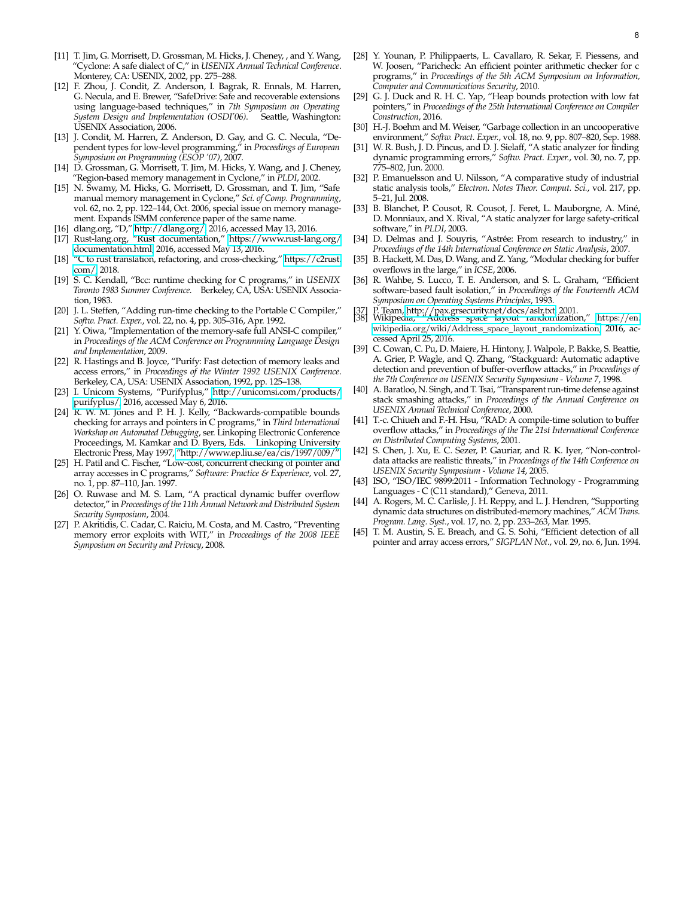[11] T. Jim, G. Morrisett, D. Grossman, M. Hicks, J. Cheney, , and Y. Wang, "Cyclone: A safe dialect of C," in *USENIX Annual Technical Conference*. Monterey, CA: USENIX, 2002, pp. 275–288.

[12] F. Zhou, J. Condit, Z. Anderson, I. Bagrak, R. Ennals, M. Harren, G. Necula, and E. Brewer, "SafeDrive: Safe and recoverable extensions using language-based techniques," in *7th Symposium on Operating System Design and Implementation (OSDI'06)*. Seattle, Washington: USENIX Association, 2006.

[13] J. Condit, M. Harren, Z. Anderson, D. Gay, and G. C. Necula, "Dependent types for low-level programming," in *Proceedings of European Symposium on Programming (ESOP '07)*, 2007.

[14] D. Grossman, G. Morrisett, T. Jim, M. Hicks, Y. Wang, and J. Cheney, "Region-based memory management in Cyclone," in *PLDI*, 2002.

[15] N. Swamy, M. Hicks, G. Morrisett, D. Grossman, and T. Jim, "Safe manual memory management in Cyclone," *Sci. of Comp. Programming*, vol. 62, no. 2, pp. 122–144, Oct. 2006, special issue on memory management. Expands ISMM conference paper of the same name.

[16] dlang.org, "D," http://dlang.org/, 2016, accessed May 13, 2016.

[17] Rust-lang.org, "Rust documentation," https://www.rust-lang.org/documentation.html, 2016, accessed May 13, 2016.

[18] "C to rust translation, refactoring, and cross-checking," https://c2rust.com/, 2018.

[19] S. C. Kendall, "Bcc: runtime checking for C programs," in *USENIX Toronto 1983 Summer Conference*. Berkeley, CA, USA: USENIX Association, 1983.

[20] J. L. Steffen, "Adding run-time checking to the Portable C Compiler," *Softw. Pract. Exper.*, vol. 22, no. 4, pp. 305–316, Apr. 1992.

[21] Y. Oiwa, "Implementation of the memory-safe full ANSI-C compiler," in *Proceedings of the ACM Conference on Programming Language Design and Implementation*, 2009.

[22] R. Hastings and B. Joyce, "Purify: Fast detection of memory leaks and access errors," in *Proceedings of the Winter 1992 USENIX Conference*. Berkeley, CA, USA: USENIX Association, 1992, pp. 125–138.

[23] I. Unicom Systems, "Purifyplus," http://unicomsi.com/products/purifyplus/, 2016, accessed May 6, 2016.

[24] R. W. M. Jones and P. H. J. Kelly, "Backwards-compatible bounds checking for arrays and pointers in C programs," in *Third International Workshop on Automated Debugging*, ser. Linkoping Electronic Conference Proceedings, M. Kamkar and D. Byers, Eds. Linkoping University Electronic Press, May 1997, "http://www.ep.liu.se/ea/cis/1997/009/".

[25] H. Patil and C. Fischer, "Low-cost, concurrent checking of pointer and array accesses in C programs," *Software: Practice & Experience*, vol. 27, no. 1, pp. 87–110, Jan. 1997.

[26] O. Ruwase and M. S. Lam, "A practical dynamic buffer overflow detector," in *Proceedings of the 11th Annual Network and Distributed System Security Symposium*, 2004.

[27] P. Akritidis, C. Cadar, C. Raiciu, M. Costa, and M. Castro, "Preventing memory error exploits with WIT," in *Proceedings of the 2008 IEEE Symposium on Security and Privacy*, 2008.

[28] Y. Younan, P. Philippaerts, L. Cavallaro, R. Sekar, F. Piessens, and W. Joosen, "Paricheck: An efficient pointer arithmetic checker for c programs," in *Proceedings of the 5th ACM Symposium on Information, Computer and Communications Security*, 2010.

[29] G. J. Duck and R. H. C. Yap, "Heap bounds protection with low fat pointers," in *Proceedings of the 25th International Conference on Compiler Construction*, 2016.

[30] H.-J. Boehm and M. Weiser, "Garbage collection in an uncooperative environment," *Softw. Pract. Exper.*, vol. 18, no. 9, pp. 807–820, Sep. 1988.

[31] W. R. Bush, J. D. Pincus, and D. J. Sielaff, "A static analyzer for finding dynamic programming errors," *Softw. Pract. Exper.*, vol. 30, no. 7, pp. 775–802, Jun. 2000.

[32] P. Emanuelsson and U. Nilsson, "A comparative study of industrial static analysis tools," *Electron. Notes Theor. Comput. Sci.*, vol. 217, pp. 5–21, Jul. 2008.

[33] B. Blanchet, P. Cousot, R. Cousot, J. Feret, L. Mauborgne, A. Miné, D. Monniaux, and X. Rival, "A static analyzer for large safety-critical software," in *PLDI*, 2003.

[34] D. Delmas and J. Souyris, "Astrée: From research to industry," in *Proceedings of the 14th International Conference on Static Analysis*, 2007.

[35] B. Hackett, M. Das, D. Wang, and Z. Yang, "Modular checking for buffer overflows in the large," in *ICSE*, 2006.

[36] R. Wahbe, S. Lucco, T. E. Anderson, and S. L. Graham, "Efficient software-based fault isolation," in *Proceedings of the Fourteenth ACM Symposium on Operating Systems Principles*, 1993.

[37] P. Team, http://pax.grsecurity.net/docs/aslr.txt, 2001.

[38] Wikipedia, "Address space layout randomization," https://en.wikipedia.org/wiki/Address_space_layout_randomization, 2016, accessed April 25, 2016.

[39] C. Cowan, C. Pu, D. Maiere, H. Hintony, J. Walpole, P. Bakke, S. Beattie, A. Grier, P. Wagle, and Q. Zhang, "Stackguard: Automatic adaptive detection and prevention of buffer-overflow attacks," in *Proceedings of the 7th Conference on USENIX Security Symposium - Volume 7*, 1998.

[40] A. Baratloo, N. Singh, and T. Tsai, "Transparent run-time defense against stack smashing attacks," in *Proceedings of the Annual Conference on USENIX Annual Technical Conference*, 2000.

[41] T.-c. Chiueh and F.-H. Hsu, "RAD: A compile-time solution to buffer overflow attacks," in *Proceedings of the The 21st International Conference on Distributed Computing Systems*, 2001.

[42] S. Chen, J. Xu, E. C. Sezer, P. Gauriar, and R. K. Iyer, "Non-control-data attacks are realistic threats," in *Proceedings of the 14th Conference on USENIX Security Symposium - Volume 14*, 2005.

[43] ISO, "ISO/IEC 9899:2011 - Information Technology - Programming Languages - C (C11 standard)," Geneva, 2011.

[44] A. Rogers, M. C. Carlisle, J. H. Reppy, and L. J. Hendren, "Supporting dynamic data structures on distributed-memory machines," *ACM Trans. Program. Lang. Syst.*, vol. 17, no. 2, pp. 233–263, Mar. 1995.

[45] T. M. Austin, S. E. Breach, and G. S. Sohi, "Efficient detection of all pointer and array access errors," *SIGPLAN Not.*, vol. 29, no. 6, Jun. 1994.